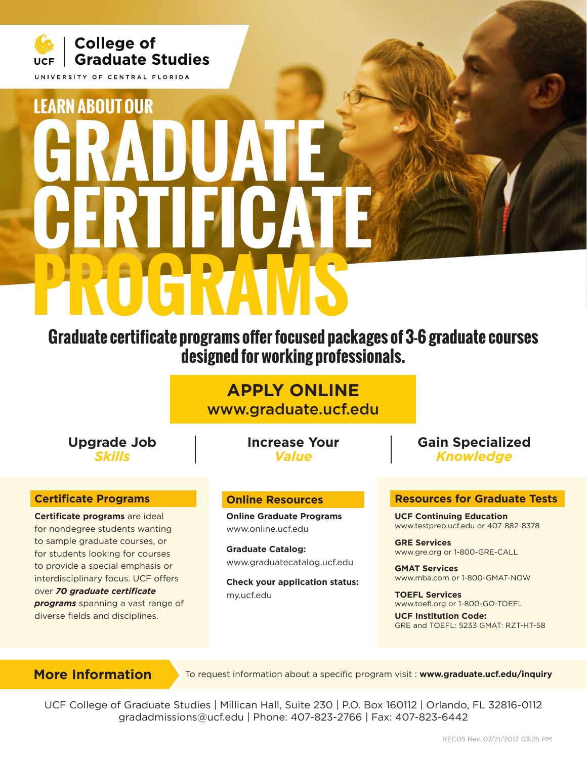**UCF** | **College of Graduate Studies**

UNIVERSITY OF CENTRAL FLORIDA

# LEARN ABOUT OUR GRADUATE CERTIFICATE PROGRAMS

**Graduate certificate programs offer focused packages of 3-6 graduate courses designed for working professionals.**

## APPLY ONLINE
**www.graduate.ucf.edu**

**Upgrade Job** ***Skills*** | **Increase Your** ***Value*** | **Gain Specialized** ***Knowledge***

## Certificate Programs

**Certificate programs** are ideal for nondegree students wanting to sample graduate courses, or for students looking for courses to provide a special emphasis or interdisciplinary focus. UCF offers over ***70 graduate certificate programs*** spanning a vast range of diverse fields and disciplines.

## Online Resources

**Online Graduate Programs**
www.online.ucf.edu

**Graduate Catalog:**
www.graduatecatalog.ucf.edu

**Check your application status:**
my.ucf.edu

## Resources for Graduate Tests

**UCF Continuing Education**
www.testprep.ucf.edu or 407-882-8378

**GRE Services**
www.gre.org or 1-800-GRE-CALL

**GMAT Services**
www.mba.com or 1-800-GMAT-NOW

**TOEFL Services**
www.toefl.org or 1-800-GO-TOEFL

**UCF Institution Code:**
GRE and TOEFL: 5233 GMAT: RZT-HT-58

## More Information

To request information about a specific program visit : **www.graduate.ucf.edu/inquiry**

UCF College of Graduate Studies | Millican Hall, Suite 230 | P.O. Box 160112 | Orlando, FL 32816-0112
gradadmissions@ucf.edu | Phone: 407-823-2766 | Fax: 407-823-6442

REC05 Rev. 07/21/2017 03:25 PM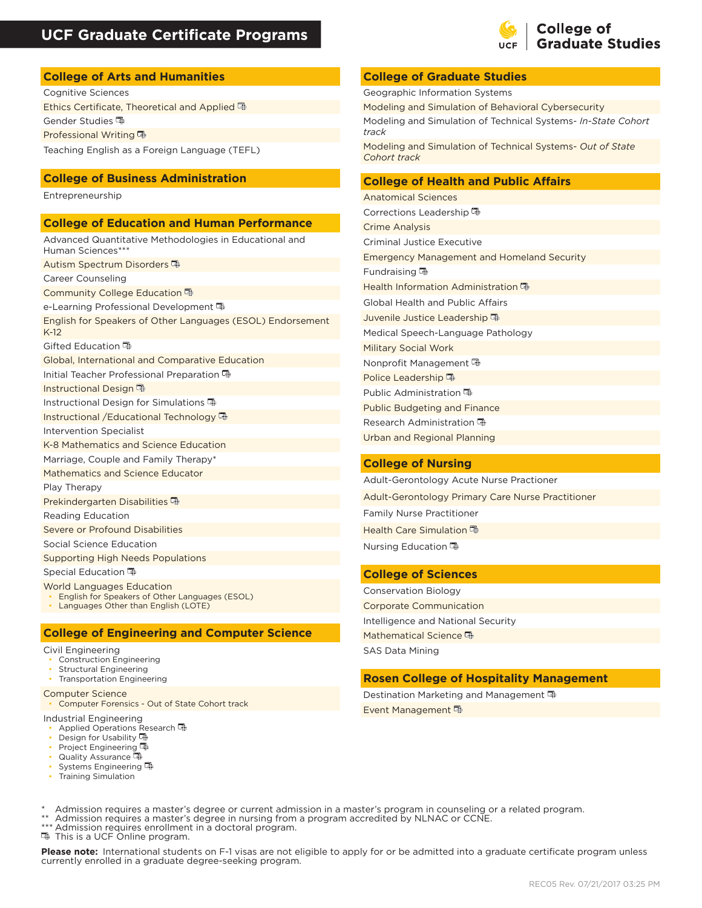# UCF Graduate Certificate Programs

College of Graduate Studies

## College of Arts and Humanities

- Cognitive Sciences
- Ethics Certificate, Theoretical and Applied 🖳
- Gender Studies 🖳
- Professional Writing 🖳
- Teaching English as a Foreign Language (TEFL)

## College of Business Administration

- Entrepreneurship

## College of Education and Human Performance

- Advanced Quantitative Methodologies in Educational and Human Sciences***
- Autism Spectrum Disorders 🖳
- Career Counseling
- Community College Education 🖳
- e-Learning Professional Development 🖳
- English for Speakers of Other Languages (ESOL) Endorsement K-12
- Gifted Education 🖳
- Global, International and Comparative Education
- Initial Teacher Professional Preparation 🖳
- Instructional Design 🖳
- Instructional Design for Simulations 🖳
- Instructional /Educational Technology 🖳
- Intervention Specialist
- K-8 Mathematics and Science Education
- Marriage, Couple and Family Therapy*
- Mathematics and Science Educator
- Play Therapy
- Prekindergarten Disabilities 🖳
- Reading Education
- Severe or Profound Disabilities
- Social Science Education
- Supporting High Needs Populations
- Special Education 🖳
- World Languages Education
  - English for Speakers of Other Languages (ESOL)
  - Languages Other than English (LOTE)

## College of Engineering and Computer Science

- Civil Engineering
  - Construction Engineering
  - Structural Engineering
  - Transportation Engineering
- Computer Science
  - Computer Forensics - Out of State Cohort track
- Industrial Engineering
  - Applied Operations Research 🖳
  - Design for Usability 🖳
  - Project Engineering 🖳
  - Quality Assurance 🖳
  - Systems Engineering 🖳
  - Training Simulation

## College of Graduate Studies

- Geographic Information Systems
- Modeling and Simulation of Behavioral Cybersecurity
- Modeling and Simulation of Technical Systems- *In-State Cohort track*
- Modeling and Simulation of Technical Systems- *Out of State Cohort track*

## College of Health and Public Affairs

- Anatomical Sciences
- Corrections Leadership 🖳
- Crime Analysis
- Criminal Justice Executive
- Emergency Management and Homeland Security
- Fundraising 🖳
- Health Information Administration 🖳
- Global Health and Public Affairs
- Juvenile Justice Leadership 🖳
- Medical Speech-Language Pathology
- Military Social Work
- Nonprofit Management 🖳
- Police Leadership 🖳
- Public Administration 🖳
- Public Budgeting and Finance
- Research Administration 🖳
- Urban and Regional Planning

## College of Nursing

- Adult-Gerontology Acute Nurse Practioner
- Adult-Gerontology Primary Care Nurse Practitioner
- Family Nurse Practitioner
- Health Care Simulation 🖳
- Nursing Education 🖳

## College of Sciences

- Conservation Biology
- Corporate Communication
- Intelligence and National Security
- Mathematical Science 🖳
- SAS Data Mining

## Rosen College of Hospitality Management

- Destination Marketing and Management 🖳
- Event Management 🖳

\* Admission requires a master's degree or current admission in a master's program in counseling or a related program.
** Admission requires a master's degree in nursing from a program accredited by NLNAC or CCNE.
*** Admission requires enrollment in a doctoral program.
🖳 This is a UCF Online program.

**Please note:** International students on F-1 visas are not eligible to apply for or be admitted into a graduate certificate program unless currently enrolled in a graduate degree-seeking program.

REC05 Rev. 07/21/2017 03:25 PM